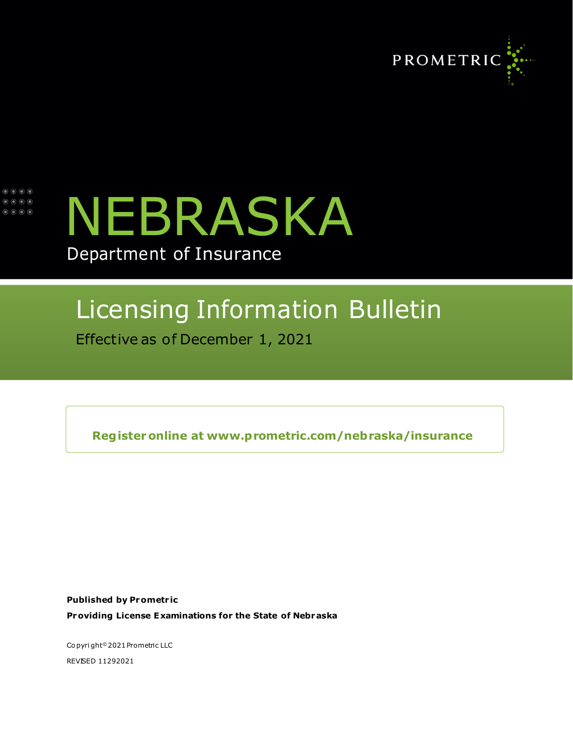PROMETRIC

# NEBRASKA

Department of Insurance

## Licensing Information Bulletin

Effective as of December 1, 2021

**Register online at www.prometric.com/nebraska/insurance**

**Published by Prometric**

**Providing License Examinations for the State of Nebraska**

Copyright © 2021 Prometric LLC

REVISED 11292021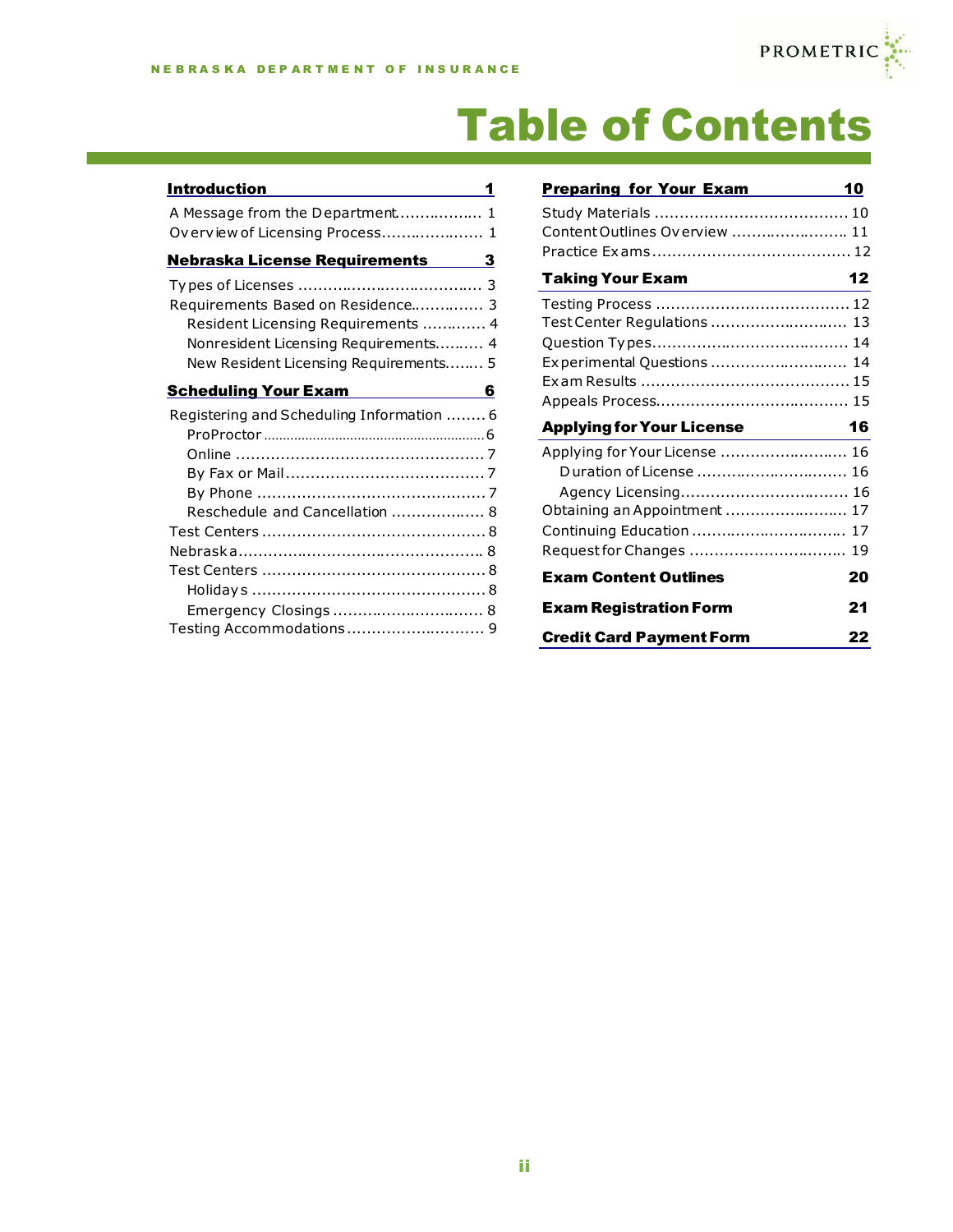# Table of Contents

**Introduction** 1

- A Message from the Department ........ 1
- Overview of Licensing Process ........ 1

**Nebraska License Requirements** 3

- Types of Licenses ........ 3
- Requirements Based on Residence ........ 3
  - Resident Licensing Requirements ........ 4
  - Nonresident Licensing Requirements ........ 4
  - New Resident Licensing Requirements ........ 5

**Scheduling Your Exam** 6

- Registering and Scheduling Information ........ 6
  - ProProctor ........ 6
  - Online ........ 7
  - By Fax or Mail ........ 7
  - By Phone ........ 7
  - Reschedule and Cancellation ........ 8
- Test Centers ........ 8
- Nebraska ........ 8
- Test Centers ........ 8
  - Holidays ........ 8
  - Emergency Closings ........ 8
- Testing Accommodations ........ 9

**Preparing for Your Exam** 10

- Study Materials ........ 10
- Content Outlines Overview ........ 11
- Practice Exams ........ 12

**Taking Your Exam** 12

- Testing Process ........ 12
- Test Center Regulations ........ 13
- Question Types ........ 14
- Experimental Questions ........ 14
- Exam Results ........ 15
- Appeals Process ........ 15

**Applying for Your License** 16

- Applying for Your License ........ 16
  - Duration of License ........ 16
  - Agency Licensing ........ 16
- Obtaining an Appointment ........ 17
- Continuing Education ........ 17
- Request for Changes ........ 19

**Exam Content Outlines** 20

**Exam Registration Form** 21

**Credit Card Payment Form** 22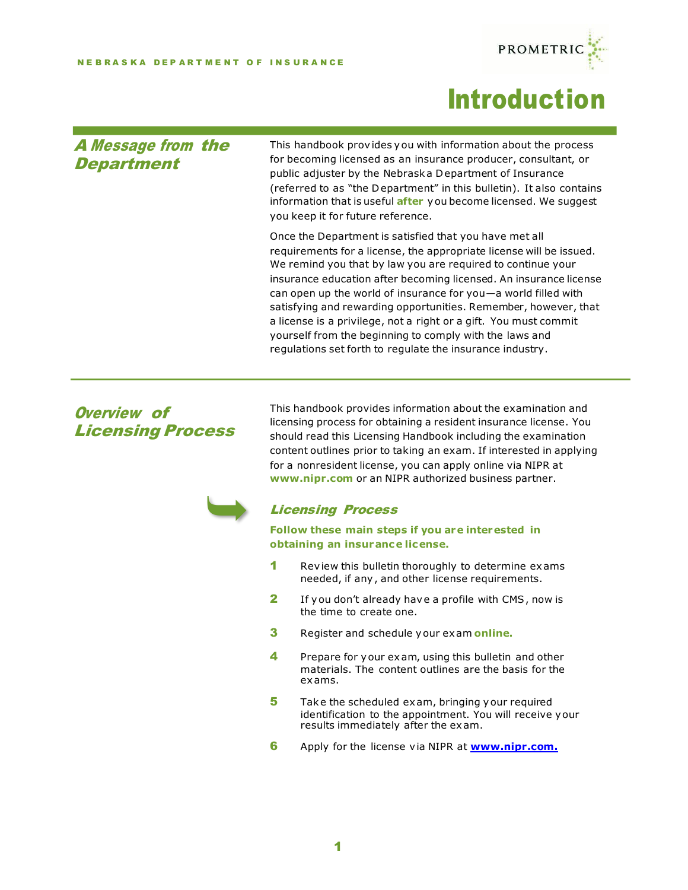# Introduction

## A Message from the Department

This handbook provides you with information about the process for becoming licensed as an insurance producer, consultant, or public adjuster by the Nebraska Department of Insurance (referred to as "the Department" in this bulletin). It also contains information that is useful **after** you become licensed. We suggest you keep it for future reference.

Once the Department is satisfied that you have met all requirements for a license, the appropriate license will be issued. We remind you that by law you are required to continue your insurance education after becoming licensed. An insurance license can open up the world of insurance for you—a world filled with satisfying and rewarding opportunities. Remember, however, that a license is a privilege, not a right or a gift. You must commit yourself from the beginning to comply with the laws and regulations set forth to regulate the insurance industry.

## Overview of Licensing Process

This handbook provides information about the examination and licensing process for obtaining a resident insurance license. You should read this Licensing Handbook including the examination content outlines prior to taking an exam. If interested in applying for a nonresident license, you can apply online via NIPR at **www.nipr.com** or an NIPR authorized business partner.

### Licensing Process

**Follow these main steps if you are interested in obtaining an insurance license.**

1. Review this bulletin thoroughly to determine exams needed, if any, and other license requirements.
2. If you don't already have a profile with CMS, now is the time to create one.
3. Register and schedule your exam **online.**
4. Prepare for your exam, using this bulletin and other materials. The content outlines are the basis for the exams.
5. Take the scheduled exam, bringing your required identification to the appointment. You will receive your results immediately after the exam.
6. Apply for the license via NIPR at **www.nipr.com.**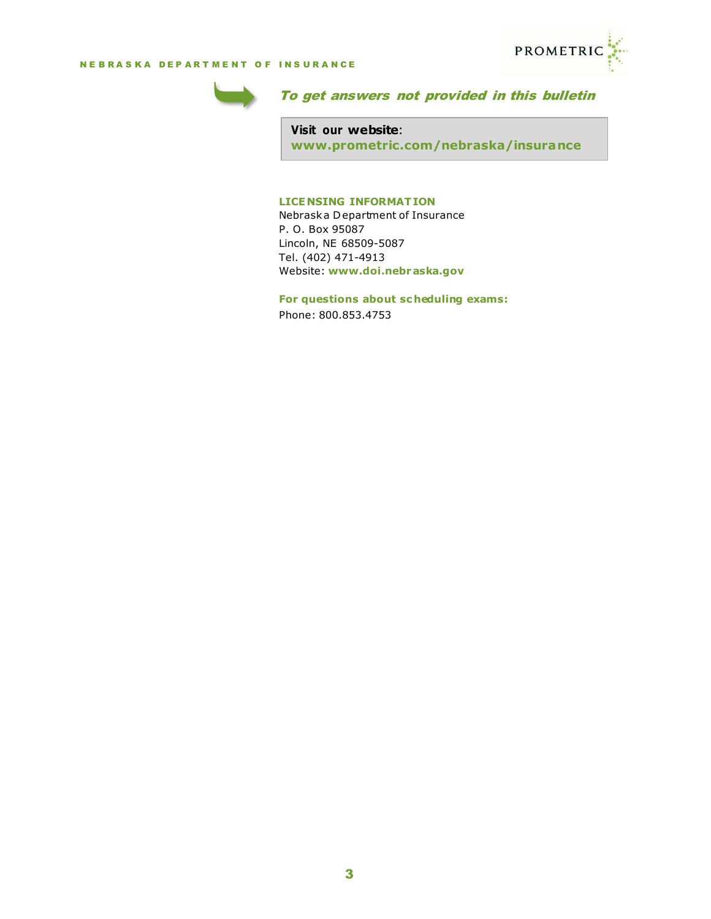## *To get answers not provided in this bulletin*

**Visit our website**:
**www.prometric.com/nebraska/insurance**

**LICENSING INFORMATION**
Nebraska Department of Insurance
P. O. Box 95087
Lincoln, NE 68509-5087
Tel. (402) 471-4913
Website: **www.doi.nebraska.gov**

**For questions about scheduling exams:**
Phone: 800.853.4753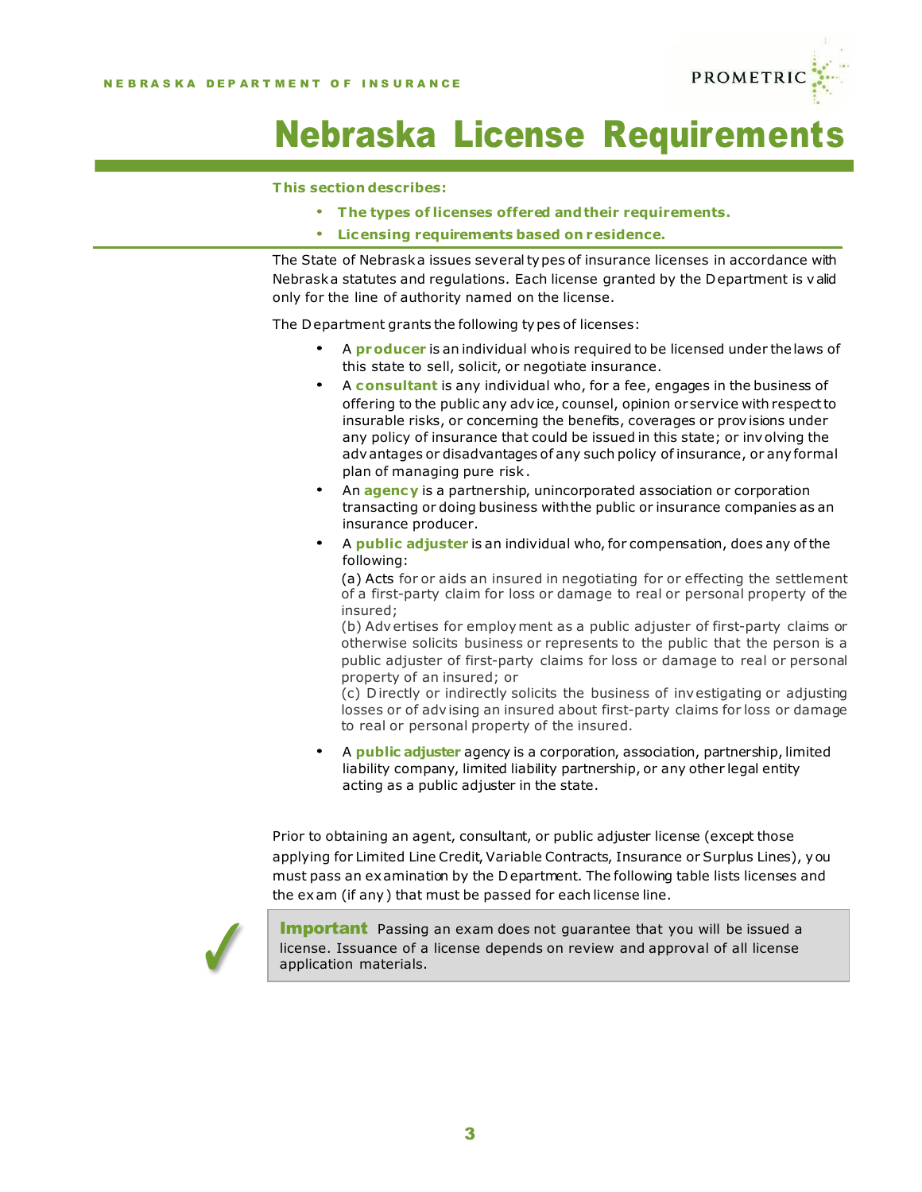# Nebraska License Requirements

**This section describes:**

- **The types of licenses offered and their requirements.**
- **Licensing requirements based on residence.**

The State of Nebraska issues several types of insurance licenses in accordance with Nebraska statutes and regulations. Each license granted by the Department is valid only for the line of authority named on the license.

The Department grants the following types of licenses:

- A **producer** is an individual who is required to be licensed under the laws of this state to sell, solicit, or negotiate insurance.
- A **consultant** is any individual who, for a fee, engages in the business of offering to the public any advice, counsel, opinion or service with respect to insurable risks, or concerning the benefits, coverages or provisions under any policy of insurance that could be issued in this state; or involving the advantages or disadvantages of any such policy of insurance, or any formal plan of managing pure risk.
- An **agency** is a partnership, unincorporated association or corporation transacting or doing business with the public or insurance companies as an insurance producer.
- A **public adjuster** is an individual who, for compensation, does any of the following:
  (a) Acts for or aids an insured in negotiating for or effecting the settlement of a first-party claim for loss or damage to real or personal property of the insured;
  (b) Advertises for employment as a public adjuster of first-party claims or otherwise solicits business or represents to the public that the person is a public adjuster of first-party claims for loss or damage to real or personal property of an insured; or
  (c) Directly or indirectly solicits the business of investigating or adjusting losses or of advising an insured about first-party claims for loss or damage to real or personal property of the insured.
- A **public adjuster** agency is a corporation, association, partnership, limited liability company, limited liability partnership, or any other legal entity acting as a public adjuster in the state.

Prior to obtaining an agent, consultant, or public adjuster license (except those applying for Limited Line Credit, Variable Contracts, Insurance or Surplus Lines), you must pass an examination by the Department. The following table lists licenses and the exam (if any) that must be passed for each license line.

> **Important** Passing an exam does not guarantee that you will be issued a license. Issuance of a license depends on review and approval of all license application materials.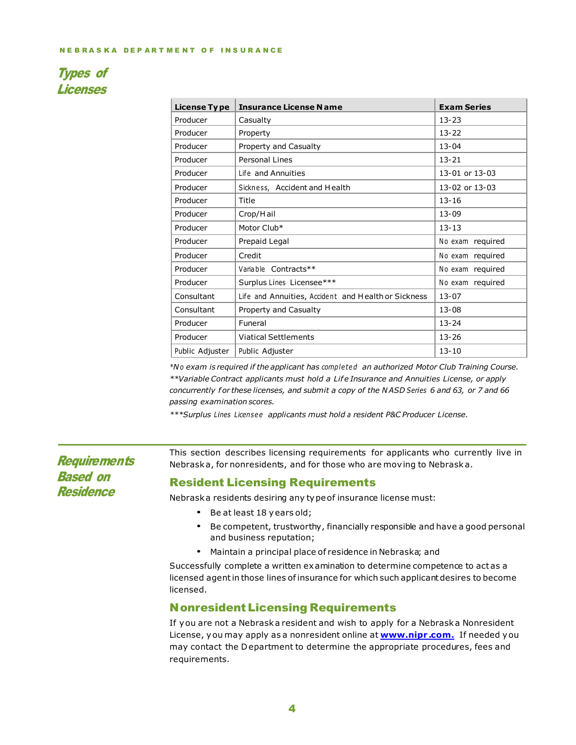## Types of Licenses

| License Type | Insurance License Name | Exam Series |
|---|---|---|
| Producer | Casualty | 13-23 |
| Producer | Property | 13-22 |
| Producer | Property and Casualty | 13-04 |
| Producer | Personal Lines | 13-21 |
| Producer | Life and Annuities | 13-01 or 13-03 |
| Producer | Sickness, Accident and Health | 13-02 or 13-03 |
| Producer | Title | 13-16 |
| Producer | Crop/Hail | 13-09 |
| Producer | Motor Club* | 13-13 |
| Producer | Prepaid Legal | No exam required |
| Producer | Credit | No exam required |
| Producer | Variable Contracts** | No exam required |
| Producer | Surplus Lines Licensee*** | No exam required |
| Consultant | Life and Annuities, Accident and Health or Sickness | 13-07 |
| Consultant | Property and Casualty | 13-08 |
| Producer | Funeral | 13-24 |
| Producer | Viatical Settlements | 13-26 |
| Public Adjuster | Public Adjuster | 13-10 |

*\*No exam is required if the applicant has completed an authorized Motor Club Training Course.*
*\*\*Variable Contract applicants must hold a Life Insurance and Annuities License, or apply concurrently for these licenses, and submit a copy of the NASD Series 6 and 63, or 7 and 66 passing examination scores.*
*\*\*\*Surplus Lines Licensee applicants must hold a resident P&C Producer License.*

## Requirements Based on Residence

This section describes licensing requirements for applicants who currently live in Nebraska, for nonresidents, and for those who are moving to Nebraska.

### Resident Licensing Requirements

Nebraska residents desiring any type of insurance license must:

- Be at least 18 years old;
- Be competent, trustworthy, financially responsible and have a good personal and business reputation;
- Maintain a principal place of residence in Nebraska; and

Successfully complete a written examination to determine competence to act as a licensed agent in those lines of insurance for which such applicant desires to become licensed.

### Nonresident Licensing Requirements

If you are not a Nebraska resident and wish to apply for a Nebraska Nonresident License, you may apply as a nonresident online at **www.nipr.com.** If needed you may contact the Department to determine the appropriate procedures, fees and requirements.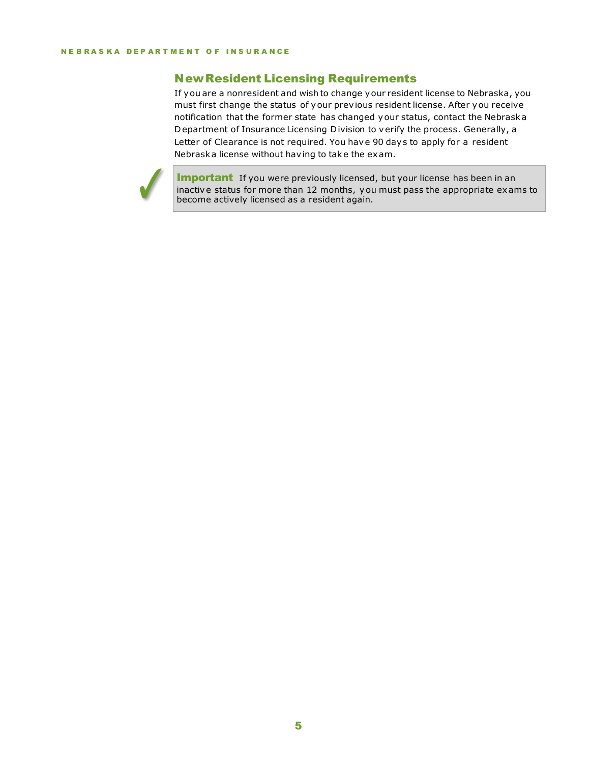## New Resident Licensing Requirements

If you are a nonresident and wish to change your resident license to Nebraska, you must first change the status of your previous resident license. After you receive notification that the former state has changed your status, contact the Nebraska Department of Insurance Licensing Division to verify the process. Generally, a Letter of Clearance is not required. You have 90 days to apply for a resident Nebraska license without having to take the exam.

> ✓ **Important** If you were previously licensed, but your license has been in an inactive status for more than 12 months, you must pass the appropriate exams to become actively licensed as a resident again.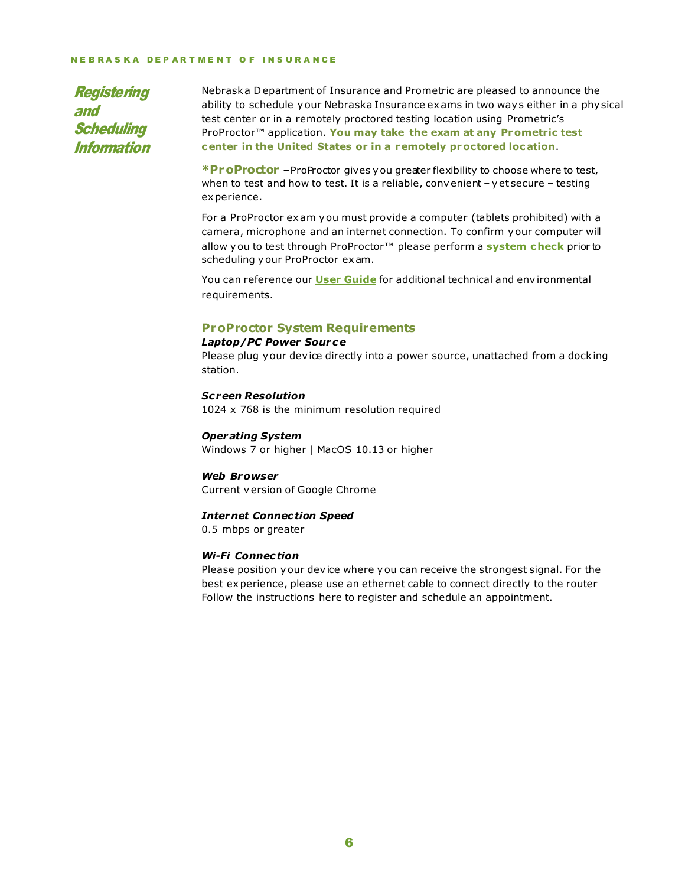# Registering and Scheduling Information

Nebraska Department of Insurance and Prometric are pleased to announce the ability to schedule your Nebraska Insurance exams in two ways either in a physical test center or in a remotely proctored testing location using Prometric's ProProctor™ application. **You may take the exam at any Prometric test center in the United States or in a remotely proctored location**.

***ProProctor** – ProProctor gives you greater flexibility to choose where to test, when to test and how to test. It is a reliable, convenient – yet secure – testing experience.

For a ProProctor exam you must provide a computer (tablets prohibited) with a camera, microphone and an internet connection. To confirm your computer will allow you to test through ProProctor™ please perform a **system check** prior to scheduling your ProProctor exam.

You can reference our **User Guide** for additional technical and environmental requirements.

## ProProctor System Requirements

***Laptop/PC Power Source***
Please plug your device directly into a power source, unattached from a docking station.

***Screen Resolution***
1024 x 768 is the minimum resolution required

***Operating System***
Windows 7 or higher | MacOS 10.13 or higher

***Web Browser***
Current version of Google Chrome

***Internet Connection Speed***
0.5 mbps or greater

***Wi-Fi Connection***
Please position your device where you can receive the strongest signal. For the best experience, please use an ethernet cable to connect directly to the router
Follow the instructions here to register and schedule an appointment.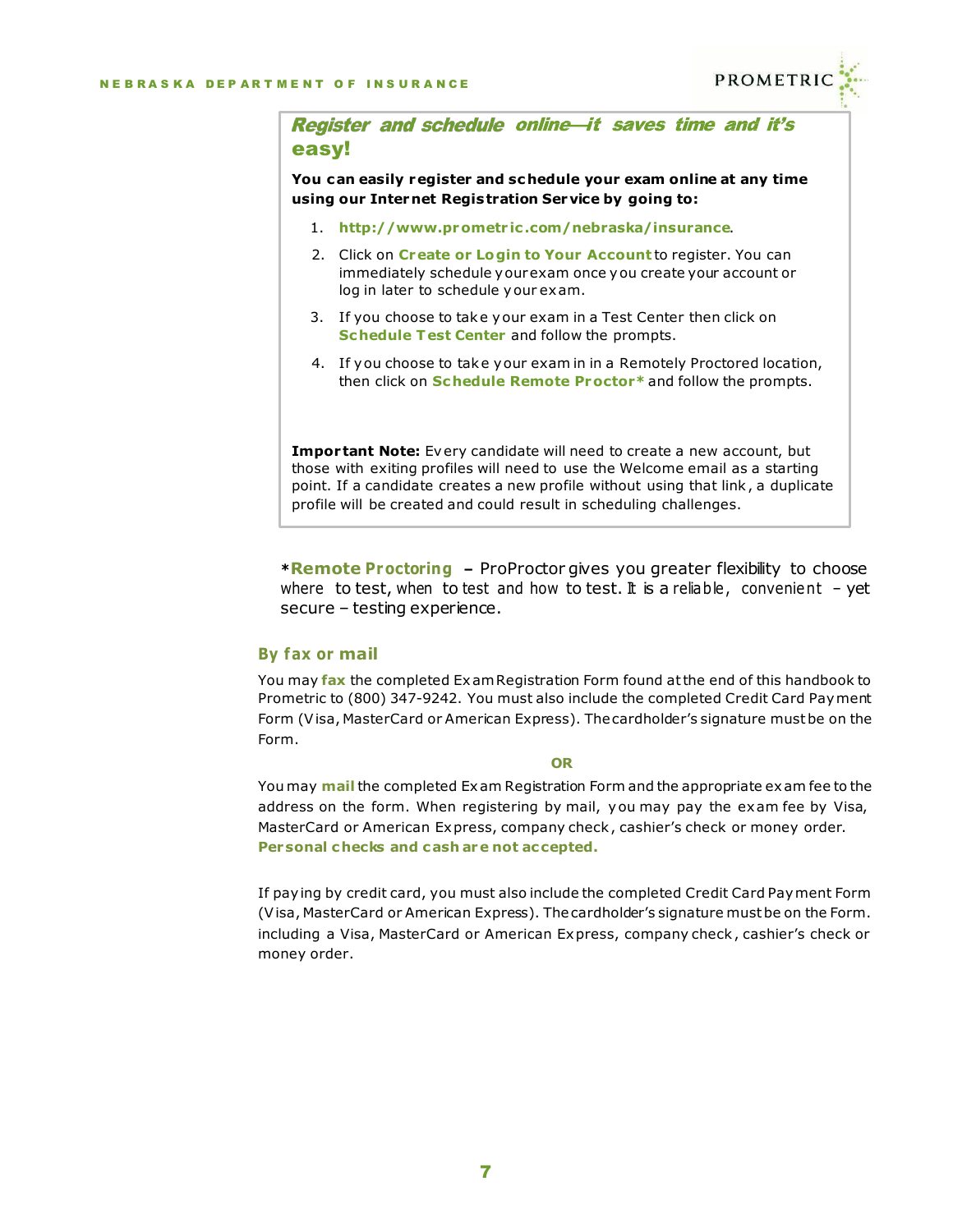## *Register and schedule online—it saves time and it's easy!*

**You can easily register and schedule your exam online at any time using our Internet Registration Service by going to:**

1. **http://www.prometric.com/nebraska/insurance**.
2. Click on **Create or Login to Your Account** to register. You can immediately schedule your exam once you create your account or log in later to schedule your exam.
3. If you choose to take your exam in a Test Center then click on **Schedule Test Center** and follow the prompts.
4. If you choose to take your exam in in a Remotely Proctored location, then click on **Schedule Remote Proctor*** and follow the prompts.

**Important Note:** Every candidate will need to create a new account, but those with exiting profiles will need to use the Welcome email as a starting point. If a candidate creates a new profile without using that link, a duplicate profile will be created and could result in scheduling challenges.

***Remote Proctoring** – ProProctor gives you greater flexibility to choose where to test, when to test and how to test. It is a reliable, convenient – yet secure – testing experience.

### By fax or mail

You may **fax** the completed Exam Registration Form found at the end of this handbook to Prometric to (800) 347-9242. You must also include the completed Credit Card Payment Form (Visa, MasterCard or American Express). The cardholder's signature must be on the Form.

**OR**

You may **mail** the completed Exam Registration Form and the appropriate exam fee to the address on the form. When registering by mail, you may pay the exam fee by Visa, MasterCard or American Express, company check, cashier's check or money order. **Personal checks and cash are not accepted.**

If paying by credit card, you must also include the completed Credit Card Payment Form (Visa, MasterCard or American Express). The cardholder's signature must be on the Form. including a Visa, MasterCard or American Express, company check, cashier's check or money order.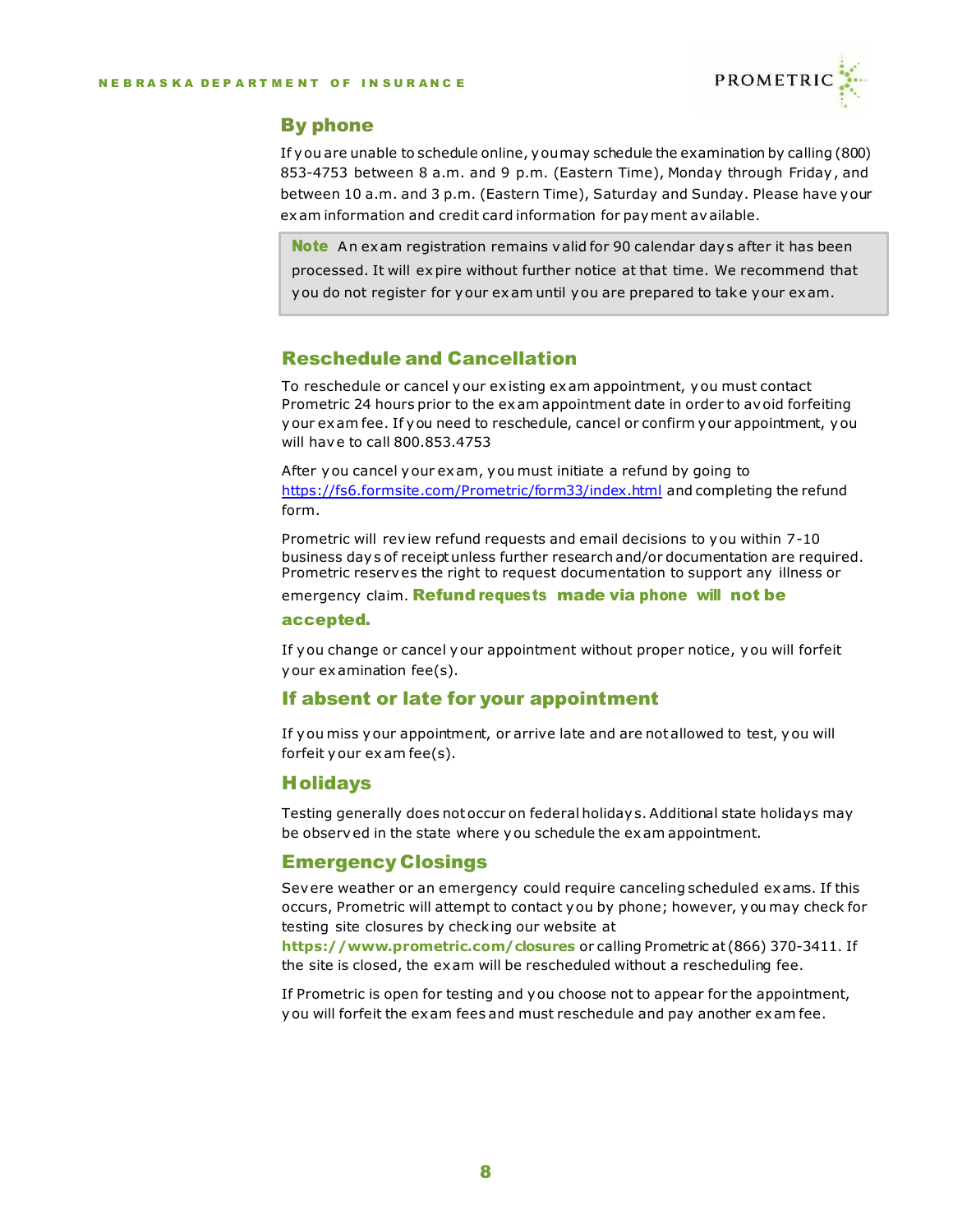### By phone

If you are unable to schedule online, you may schedule the examination by calling (800) 853-4753 between 8 a.m. and 9 p.m. (Eastern Time), Monday through Friday, and between 10 a.m. and 3 p.m. (Eastern Time), Saturday and Sunday. Please have your exam information and credit card information for payment available.

> **Note** An exam registration remains valid for 90 calendar days after it has been processed. It will expire without further notice at that time. We recommend that you do not register for your exam until you are prepared to take your exam.

## Reschedule and Cancellation

To reschedule or cancel your existing exam appointment, you must contact Prometric 24 hours prior to the exam appointment date in order to avoid forfeiting your exam fee. If you need to reschedule, cancel or confirm your appointment, you will have to call 800.853.4753

After you cancel your exam, you must initiate a refund by going to https://fs6.formsite.com/Prometric/form33/index.html and completing the refund form.

Prometric will review refund requests and email decisions to you within 7-10 business days of receipt unless further research and/or documentation are required. Prometric reserves the right to request documentation to support any illness or emergency claim. **Refund requests made via phone will not be accepted.**

If you change or cancel your appointment without proper notice, you will forfeit your examination fee(s).

## If absent or late for your appointment

If you miss your appointment, or arrive late and are not allowed to test, you will forfeit your exam fee(s).

## Holidays

Testing generally does not occur on federal holidays. Additional state holidays may be observed in the state where you schedule the exam appointment.

## Emergency Closings

Severe weather or an emergency could require canceling scheduled exams. If this occurs, Prometric will attempt to contact you by phone; however, you may check for testing site closures by checking our website at **https://www.prometric.com/closures** or calling Prometric at (866) 370-3411. If the site is closed, the exam will be rescheduled without a rescheduling fee.

If Prometric is open for testing and you choose not to appear for the appointment, you will forfeit the exam fees and must reschedule and pay another exam fee.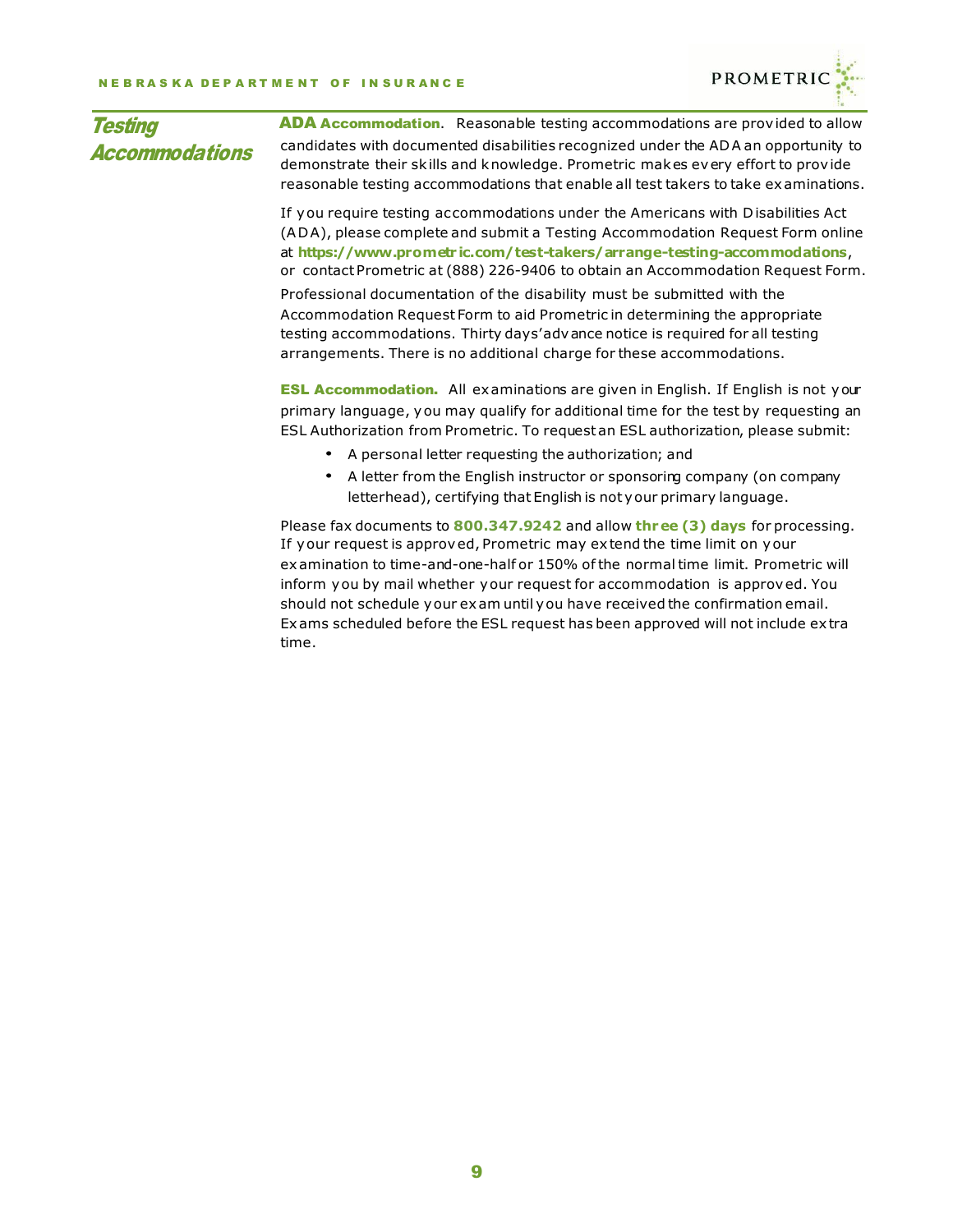## Testing Accommodations

**ADA Accommodation**. Reasonable testing accommodations are provided to allow candidates with documented disabilities recognized under the ADA an opportunity to demonstrate their skills and knowledge. Prometric makes every effort to provide reasonable testing accommodations that enable all test takers to take examinations.

If you require testing accommodations under the Americans with Disabilities Act (ADA), please complete and submit a Testing Accommodation Request Form online at **https://www.prometric.com/test-takers/arrange-testing-accommodations**, or contact Prometric at (888) 226-9406 to obtain an Accommodation Request Form.

Professional documentation of the disability must be submitted with the Accommodation Request Form to aid Prometric in determining the appropriate testing accommodations. Thirty days' advance notice is required for all testing arrangements. There is no additional charge for these accommodations.

**ESL Accommodation.** All examinations are given in English. If English is not your primary language, you may qualify for additional time for the test by requesting an ESL Authorization from Prometric. To request an ESL authorization, please submit:

- A personal letter requesting the authorization; and
- A letter from the English instructor or sponsoring company (on company letterhead), certifying that English is not your primary language.

Please fax documents to **800.347.9242** and allow **three (3) days** for processing. If your request is approved, Prometric may extend the time limit on your examination to time-and-one-half or 150% of the normal time limit. Prometric will inform you by mail whether your request for accommodation is approved. You should not schedule your exam until you have received the confirmation email. Exams scheduled before the ESL request has been approved will not include extra time.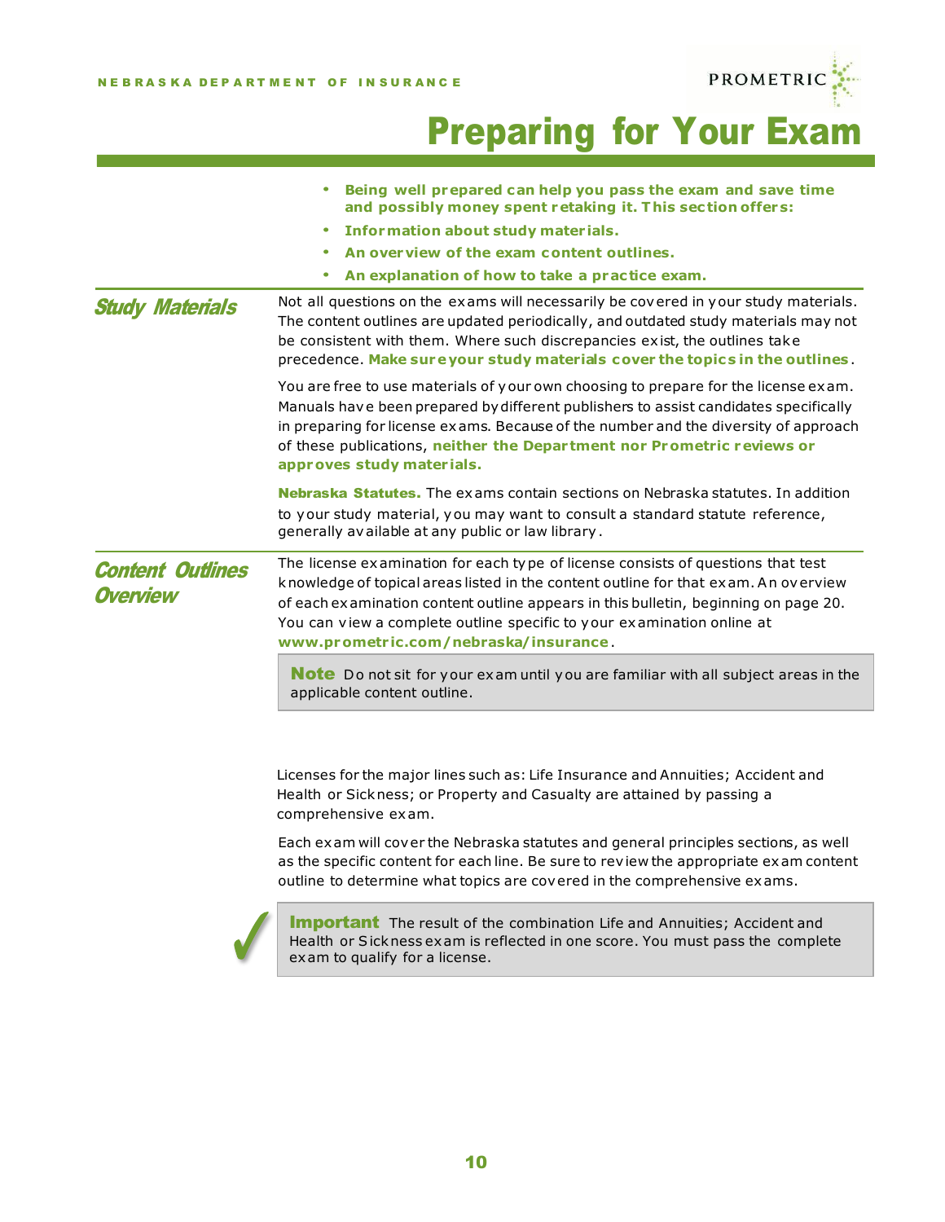# Preparing for Your Exam

- **Being well prepared can help you pass the exam and save time and possibly money spent retaking it. This section offers:**
- **Information about study materials.**
- **An overview of the exam content outlines.**
- **An explanation of how to take a practice exam.**

## *Study Materials*

Not all questions on the exams will necessarily be covered in your study materials. The content outlines are updated periodically, and outdated study materials may not be consistent with them. Where such discrepancies exist, the outlines take precedence. **Make sure your study materials cover the topics in the outlines**.

You are free to use materials of your own choosing to prepare for the license exam. Manuals have been prepared by different publishers to assist candidates specifically in preparing for license exams. Because of the number and the diversity of approach of these publications, **neither the Department nor Prometric reviews or approves study materials.**

**Nebraska Statutes.** The exams contain sections on Nebraska statutes. In addition to your study material, you may want to consult a standard statute reference, generally available at any public or law library.

## *Content Outlines Overview*

The license examination for each type of license consists of questions that test knowledge of topical areas listed in the content outline for that exam. An overview of each examination content outline appears in this bulletin, beginning on page 20. You can view a complete outline specific to your examination online at **www.prometric.com/nebraska/insurance**.

> **Note** Do not sit for your exam until you are familiar with all subject areas in the applicable content outline.

Licenses for the major lines such as: Life Insurance and Annuities; Accident and Health or Sickness; or Property and Casualty are attained by passing a comprehensive exam.

Each exam will cover the Nebraska statutes and general principles sections, as well as the specific content for each line. Be sure to review the appropriate exam content outline to determine what topics are covered in the comprehensive exams.

> ✓ **Important** The result of the combination Life and Annuities; Accident and Health or Sickness exam is reflected in one score. You must pass the complete exam to qualify for a license.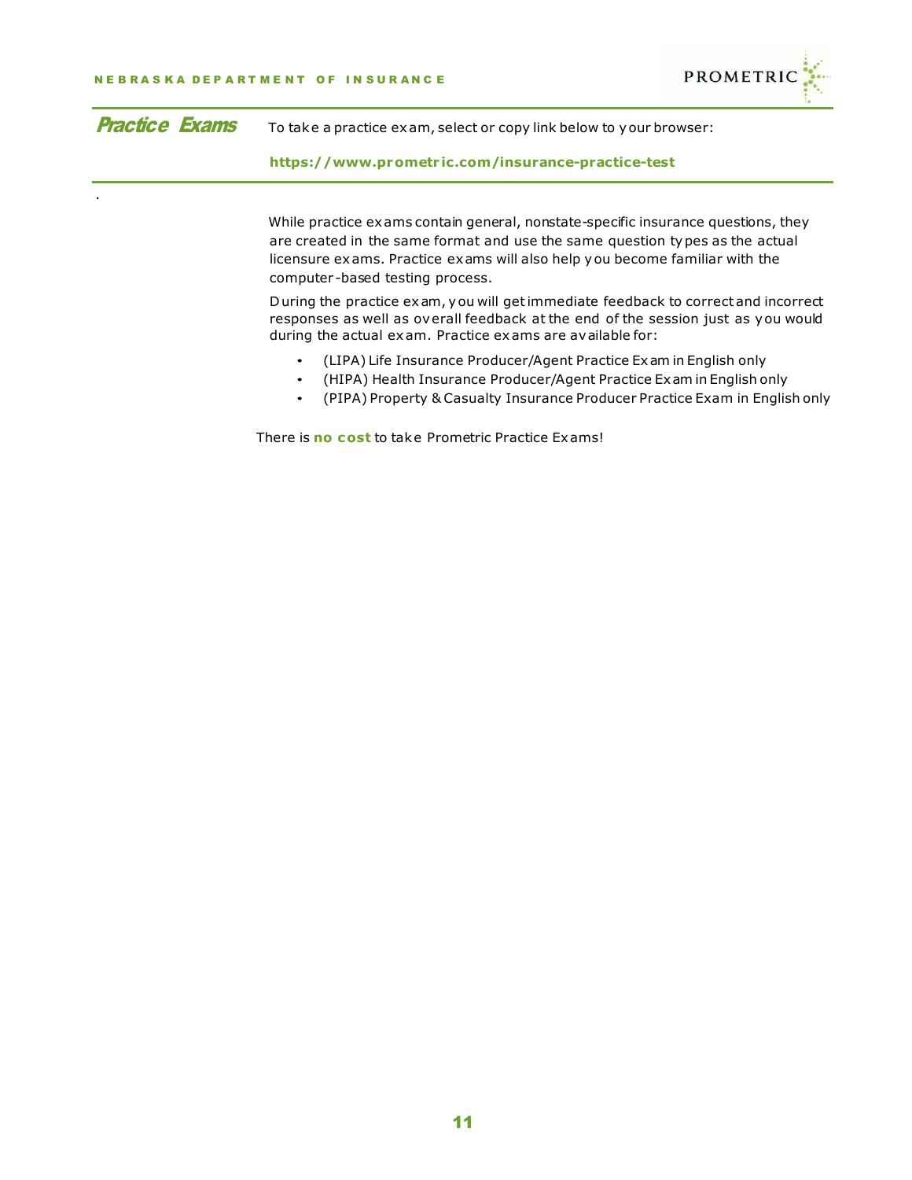## Practice Exams

To take a practice exam, select or copy link below to your browser:

**https://www.prometric.com/insurance-practice-test**

While practice exams contain general, nonstate-specific insurance questions, they are created in the same format and use the same question types as the actual licensure exams. Practice exams will also help you become familiar with the computer-based testing process.

During the practice exam, you will get immediate feedback to correct and incorrect responses as well as overall feedback at the end of the session just as you would during the actual exam. Practice exams are available for:

- (LIPA) Life Insurance Producer/Agent Practice Exam in English only
- (HIPA) Health Insurance Producer/Agent Practice Exam in English only
- (PIPA) Property & Casualty Insurance Producer Practice Exam in English only

There is **no cost** to take Prometric Practice Exams!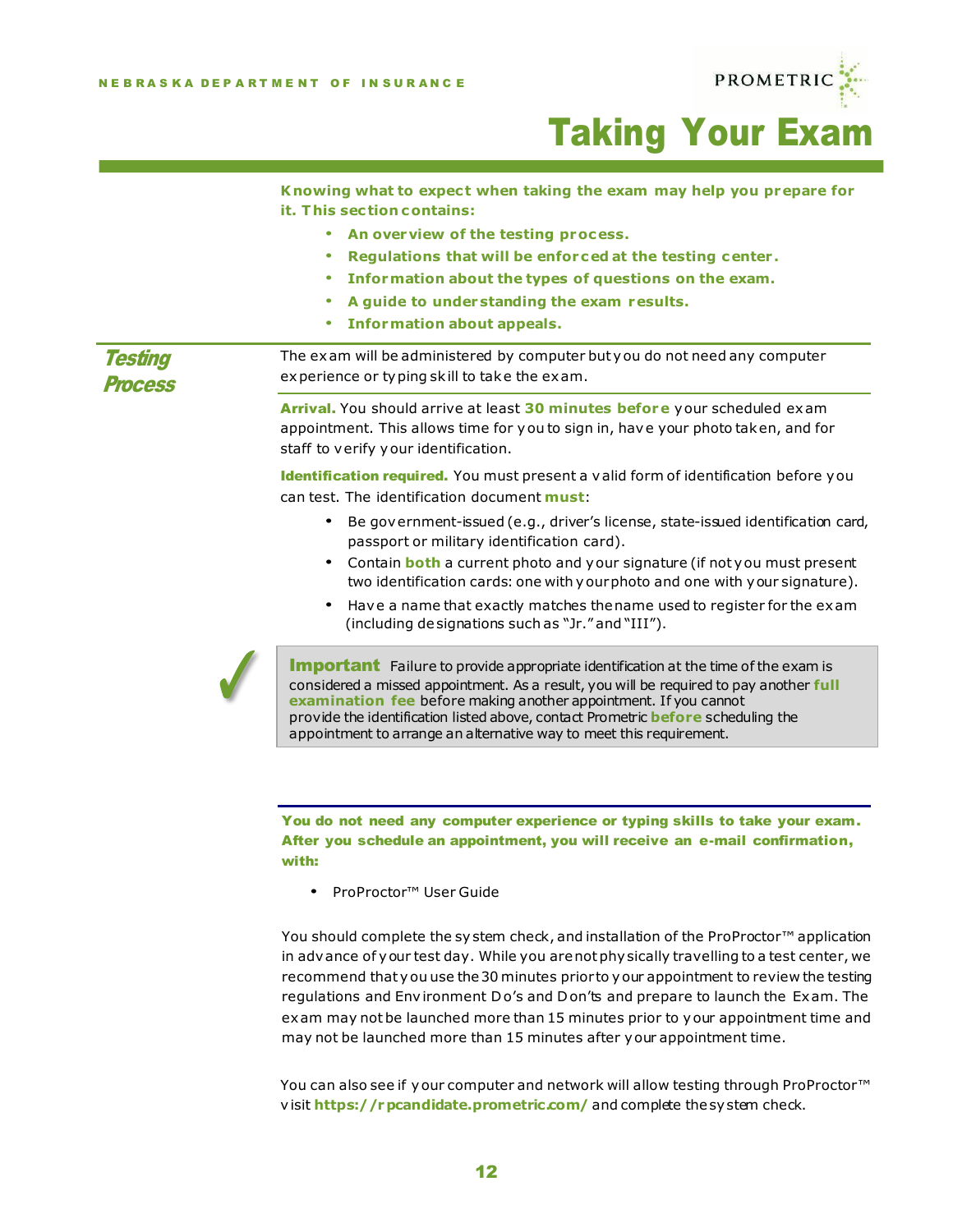# Taking Your Exam

**Knowing what to expect when taking the exam may help you prepare for it. This section contains:**

- **An overview of the testing process.**
- **Regulations that will be enforced at the testing center.**
- **Information about the types of questions on the exam.**
- **A guide to understanding the exam results.**
- **Information about appeals.**

## Testing Process

The exam will be administered by computer but you do not need any computer experience or typing skill to take the exam.

**Arrival.** You should arrive at least **30 minutes before** your scheduled exam appointment. This allows time for you to sign in, have your photo taken, and for staff to verify your identification.

**Identification required.** You must present a valid form of identification before you can test. The identification document **must**:

- Be government-issued (e.g., driver's license, state-issued identification card, passport or military identification card).
- Contain **both** a current photo and your signature (if not you must present two identification cards: one with your photo and one with your signature).
- Have a name that exactly matches the name used to register for the exam (including designations such as "Jr." and "III").

> **Important** Failure to provide appropriate identification at the time of the exam is considered a missed appointment. As a result, you will be required to pay another **full examination fee** before making another appointment. If you cannot provide the identification listed above, contact Prometric **before** scheduling the appointment to arrange an alternative way to meet this requirement.

**You do not need any computer experience or typing skills to take your exam. After you schedule an appointment, you will receive an e-mail confirmation, with:**

- ProProctor™ User Guide

You should complete the system check, and installation of the ProProctor™ application in advance of your test day. While you are not physically travelling to a test center, we recommend that you use the 30 minutes prior to your appointment to review the testing regulations and Environment Do's and Don'ts and prepare to launch the Exam. The exam may not be launched more than 15 minutes prior to your appointment time and may not be launched more than 15 minutes after your appointment time.

You can also see if your computer and network will allow testing through ProProctor™ visit **https://rpcandidate.prometric.com/** and complete the system check.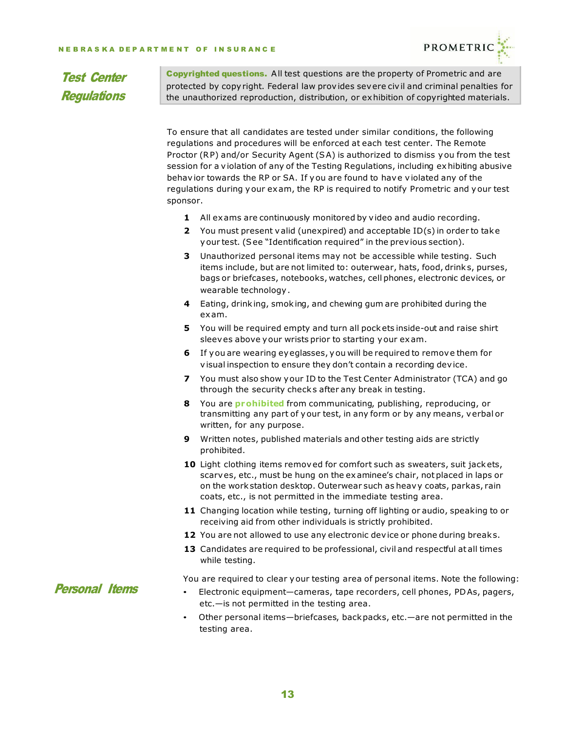## Test Center Regulations

**Copyrighted questions.** All test questions are the property of Prometric and are protected by copyright. Federal law provides severe civil and criminal penalties for the unauthorized reproduction, distribution, or exhibition of copyrighted materials.

To ensure that all candidates are tested under similar conditions, the following regulations and procedures will be enforced at each test center. The Remote Proctor (RP) and/or Security Agent (SA) is authorized to dismiss you from the test session for a violation of any of the Testing Regulations, including exhibiting abusive behavior towards the RP or SA. If you are found to have violated any of the regulations during your exam, the RP is required to notify Prometric and your test sponsor.

1. All exams are continuously monitored by video and audio recording.
2. You must present valid (unexpired) and acceptable ID(s) in order to take your test. (See "Identification required" in the previous section).
3. Unauthorized personal items may not be accessible while testing. Such items include, but are not limited to: outerwear, hats, food, drinks, purses, bags or briefcases, notebooks, watches, cell phones, electronic devices, or wearable technology.
4. Eating, drinking, smoking, and chewing gum are prohibited during the exam.
5. You will be required empty and turn all pockets inside-out and raise shirt sleeves above your wrists prior to starting your exam.
6. If you are wearing eyeglasses, you will be required to remove them for visual inspection to ensure they don't contain a recording device.
7. You must also show your ID to the Test Center Administrator (TCA) and go through the security checks after any break in testing.
8. You are **prohibited** from communicating, publishing, reproducing, or transmitting any part of your test, in any form or by any means, verbal or written, for any purpose.
9. Written notes, published materials and other testing aids are strictly prohibited.
10. Light clothing items removed for comfort such as sweaters, suit jackets, scarves, etc., must be hung on the examinee's chair, not placed in laps or on the workstation desktop. Outerwear such as heavy coats, parkas, rain coats, etc., is not permitted in the immediate testing area.
11. Changing location while testing, turning off lighting or audio, speaking to or receiving aid from other individuals is strictly prohibited.
12. You are not allowed to use any electronic device or phone during breaks.
13. Candidates are required to be professional, civil and respectful at all times while testing.

## Personal Items

You are required to clear your testing area of personal items. Note the following:

- Electronic equipment—cameras, tape recorders, cell phones, PDAs, pagers, etc.—is not permitted in the testing area.
- Other personal items—briefcases, backpacks, etc.—are not permitted in the testing area.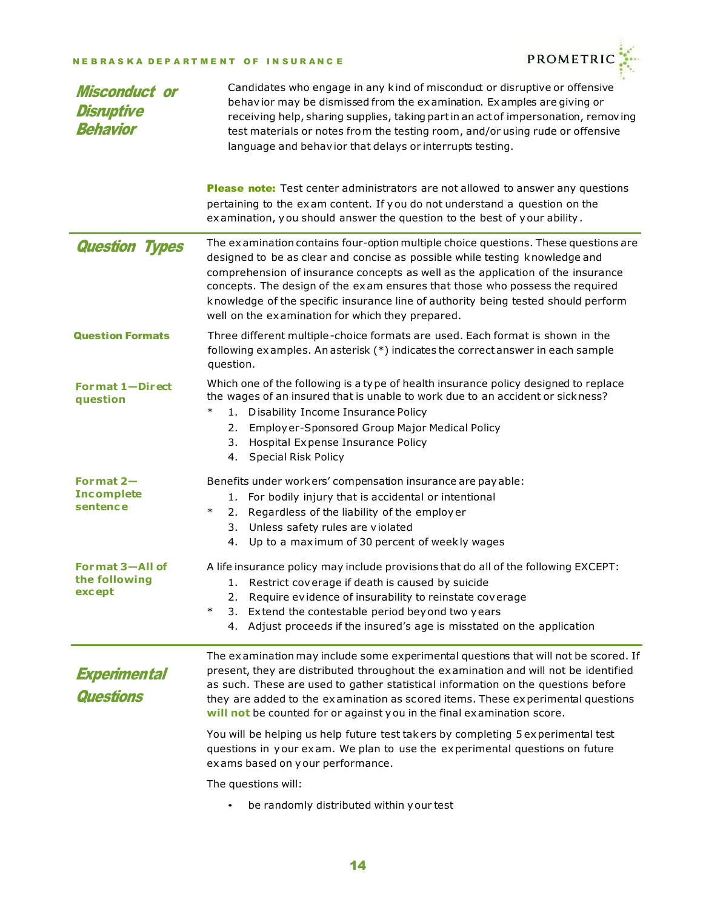## Misconduct or Disruptive Behavior

Candidates who engage in any kind of misconduct or disruptive or offensive behavior may be dismissed from the examination. Examples are giving or receiving help, sharing supplies, taking part in an act of impersonation, removing test materials or notes from the testing room, and/or using rude or offensive language and behavior that delays or interrupts testing.

**Please note:** Test center administrators are not allowed to answer any questions pertaining to the exam content. If you do not understand a question on the examination, you should answer the question to the best of your ability.

## Question Types

The examination contains four-option multiple choice questions. These questions are designed to be as clear and concise as possible while testing knowledge and comprehension of insurance concepts as well as the application of the insurance concepts. The design of the exam ensures that those who possess the required knowledge of the specific insurance line of authority being tested should perform well on the examination for which they prepared.

### Question Formats

Three different multiple-choice formats are used. Each format is shown in the following examples. An asterisk (*) indicates the correct answer in each sample question.

### Format 1—Direct question

Which one of the following is a type of health insurance policy designed to replace the wages of an insured that is unable to work due to an accident or sickness?

\* 1. Disability Income Insurance Policy
2. Employer-Sponsored Group Major Medical Policy
3. Hospital Expense Insurance Policy
4. Special Risk Policy

### Format 2—Incomplete sentence

Benefits under workers' compensation insurance are payable:

1. For bodily injury that is accidental or intentional
\* 2. Regardless of the liability of the employer
3. Unless safety rules are violated
4. Up to a maximum of 30 percent of weekly wages

### Format 3—All of the following except

A life insurance policy may include provisions that do all of the following EXCEPT:

1. Restrict coverage if death is caused by suicide
2. Require evidence of insurability to reinstate coverage
\* 3. Extend the contestable period beyond two years
4. Adjust proceeds if the insured's age is misstated on the application

## Experimental Questions

The examination may include some experimental questions that will not be scored. If present, they are distributed throughout the examination and will not be identified as such. These are used to gather statistical information on the questions before they are added to the examination as scored items. These experimental questions **will not** be counted for or against you in the final examination score.

You will be helping us help future test takers by completing 5 experimental test questions in your exam. We plan to use the experimental questions on future exams based on your performance.

The questions will:

- be randomly distributed within your test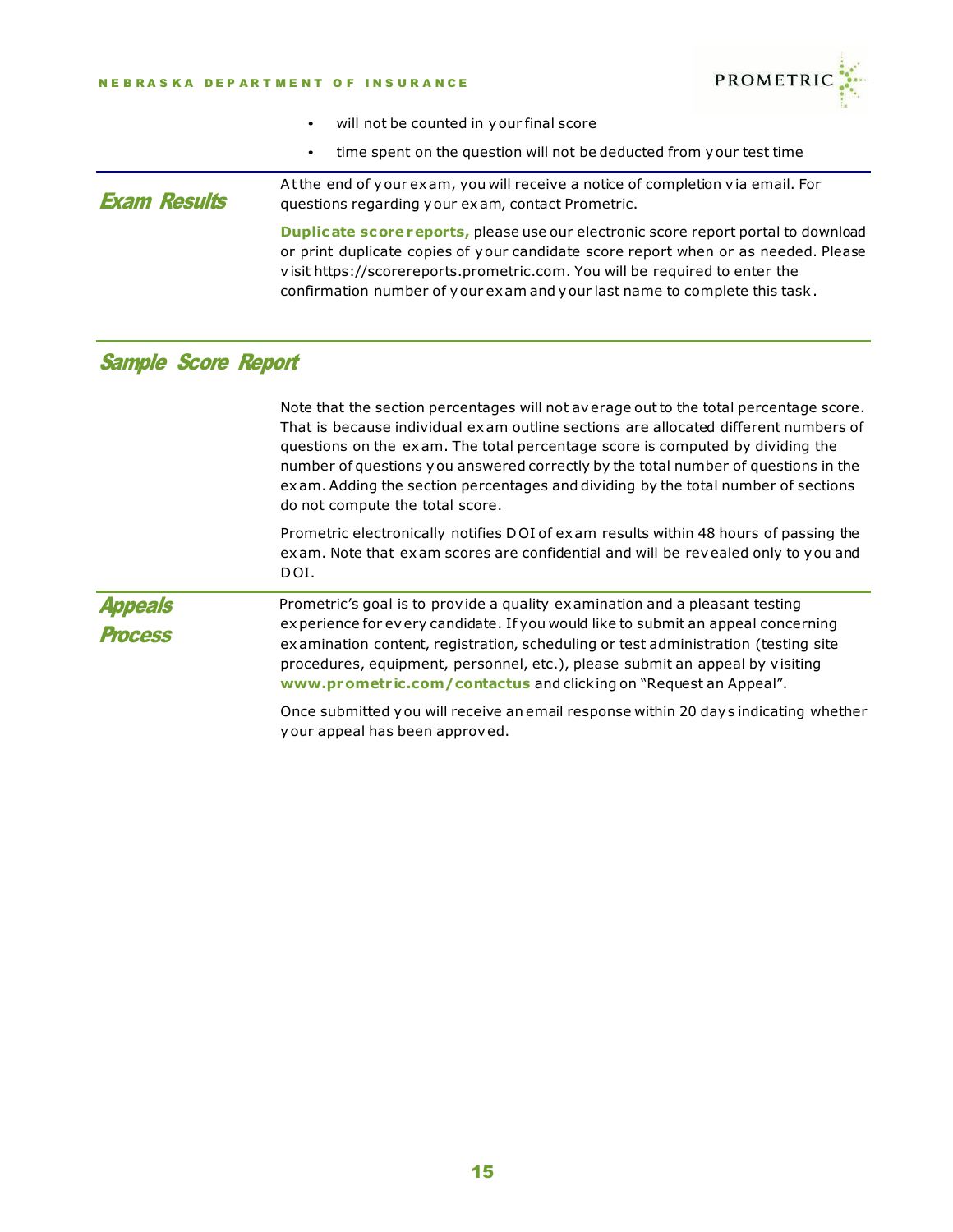- will not be counted in your final score
- time spent on the question will not be deducted from your test time

## Exam Results

At the end of your exam, you will receive a notice of completion via email. For questions regarding your exam, contact Prometric.

**Duplicate score reports,** please use our electronic score report portal to download or print duplicate copies of your candidate score report when or as needed. Please visit https://scorereports.prometric.com. You will be required to enter the confirmation number of your exam and your last name to complete this task.

## Sample Score Report

Note that the section percentages will not average out to the total percentage score. That is because individual exam outline sections are allocated different numbers of questions on the exam. The total percentage score is computed by dividing the number of questions you answered correctly by the total number of questions in the exam. Adding the section percentages and dividing by the total number of sections do not compute the total score.

Prometric electronically notifies DOI of exam results within 48 hours of passing the exam. Note that exam scores are confidential and will be revealed only to you and DOI.

## Appeals Process

Prometric's goal is to provide a quality examination and a pleasant testing experience for every candidate. If you would like to submit an appeal concerning examination content, registration, scheduling or test administration (testing site procedures, equipment, personnel, etc.), please submit an appeal by visiting **www.prometric.com/contactus** and clicking on "Request an Appeal".

Once submitted you will receive an email response within 20 days indicating whether your appeal has been approved.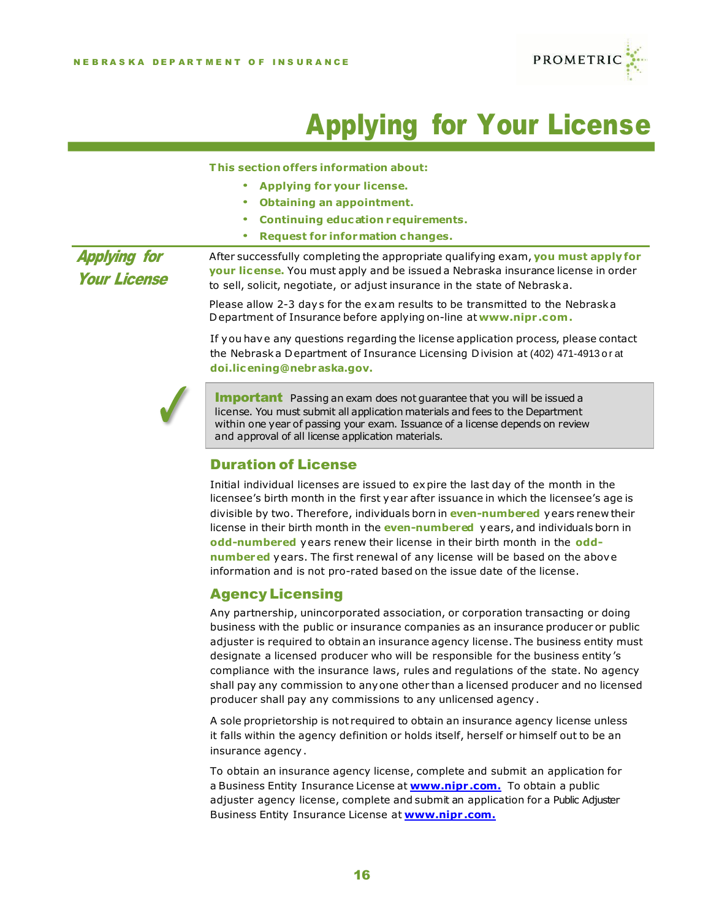# Applying for Your License

**This section offers information about:**

- **Applying for your license.**
- **Obtaining an appointment.**
- **Continuing education requirements.**
- **Request for information changes.**

## Applying for Your License

After successfully completing the appropriate qualifying exam, **you must apply for your license.** You must apply and be issued a Nebraska insurance license in order to sell, solicit, negotiate, or adjust insurance in the state of Nebraska.

Please allow 2-3 days for the exam results to be transmitted to the Nebraska Department of Insurance before applying on-line at **www.nipr.com.**

If you have any questions regarding the license application process, please contact the Nebraska Department of Insurance Licensing Division at (402) 471-4913 or at **doi.licening@nebraska.gov.**

> **Important** Passing an exam does not guarantee that you will be issued a license. You must submit all application materials and fees to the Department within one year of passing your exam. Issuance of a license depends on review and approval of all license application materials.

### Duration of License

Initial individual licenses are issued to expire the last day of the month in the licensee's birth month in the first year after issuance in which the licensee's age is divisible by two. Therefore, individuals born in **even-numbered** years renew their license in their birth month in the **even-numbered** years, and individuals born in **odd-numbered** years renew their license in their birth month in the **odd-numbered** years. The first renewal of any license will be based on the above information and is not pro-rated based on the issue date of the license.

### Agency Licensing

Any partnership, unincorporated association, or corporation transacting or doing business with the public or insurance companies as an insurance producer or public adjuster is required to obtain an insurance agency license. The business entity must designate a licensed producer who will be responsible for the business entity's compliance with the insurance laws, rules and regulations of the state. No agency shall pay any commission to anyone other than a licensed producer and no licensed producer shall pay any commissions to any unlicensed agency.

A sole proprietorship is not required to obtain an insurance agency license unless it falls within the agency definition or holds itself, herself or himself out to be an insurance agency.

To obtain an insurance agency license, complete and submit an application for a Business Entity Insurance License at **www.nipr.com.** To obtain a public adjuster agency license, complete and submit an application for a Public Adjuster Business Entity Insurance License at **www.nipr.com.**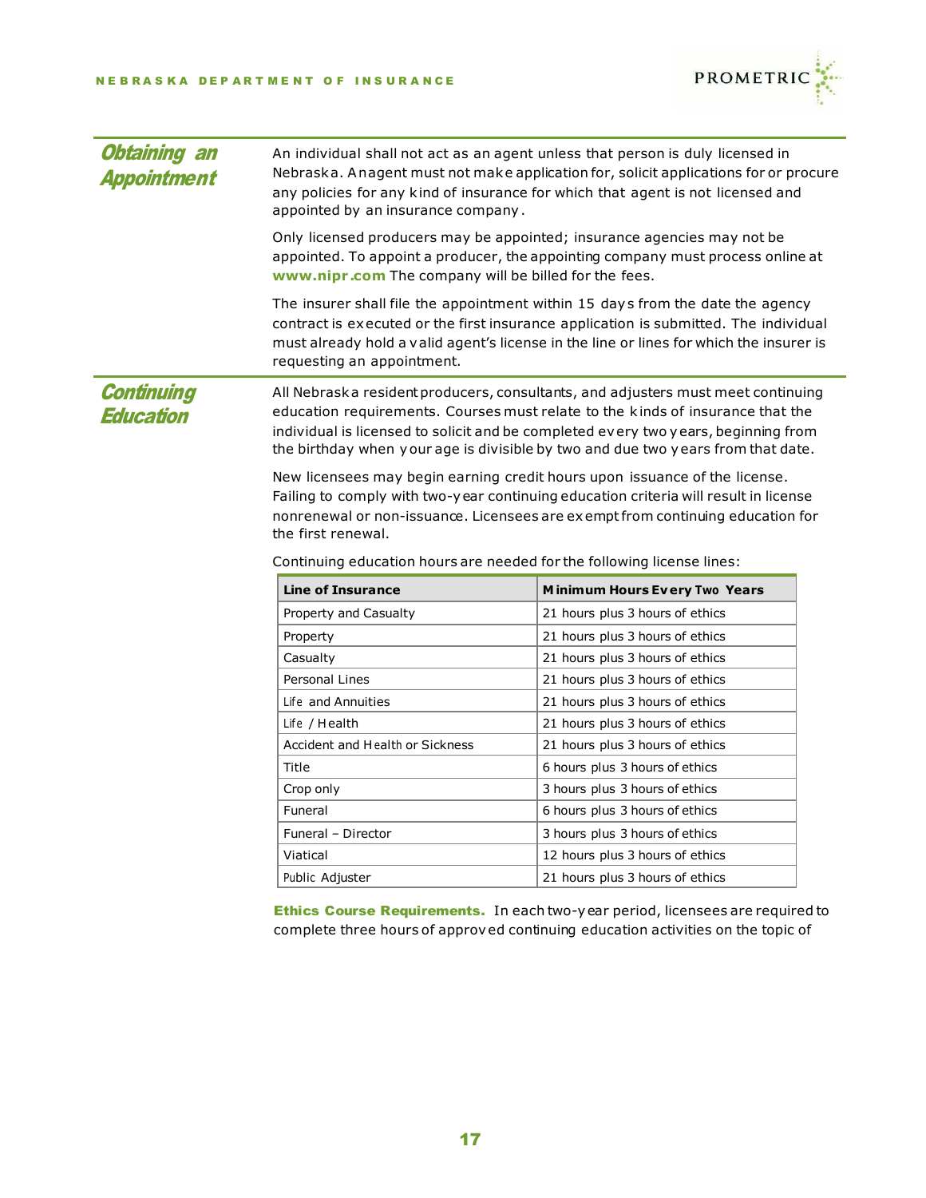## Obtaining an Appointment

An individual shall not act as an agent unless that person is duly licensed in Nebraska. An agent must not make application for, solicit applications for or procure any policies for any kind of insurance for which that agent is not licensed and appointed by an insurance company.

Only licensed producers may be appointed; insurance agencies may not be appointed. To appoint a producer, the appointing company must process online at **www.nipr.com** The company will be billed for the fees.

The insurer shall file the appointment within 15 days from the date the agency contract is executed or the first insurance application is submitted. The individual must already hold a valid agent's license in the line or lines for which the insurer is requesting an appointment.

## Continuing Education

All Nebraska resident producers, consultants, and adjusters must meet continuing education requirements. Courses must relate to the kinds of insurance that the individual is licensed to solicit and be completed every two years, beginning from the birthday when your age is divisible by two and due two years from that date.

New licensees may begin earning credit hours upon issuance of the license. Failing to comply with two-year continuing education criteria will result in license nonrenewal or non-issuance. Licensees are exempt from continuing education for the first renewal.

Continuing education hours are needed for the following license lines:

| Line of Insurance | Minimum Hours Every Two Years |
|---|---|
| Property and Casualty | 21 hours plus 3 hours of ethics |
| Property | 21 hours plus 3 hours of ethics |
| Casualty | 21 hours plus 3 hours of ethics |
| Personal Lines | 21 hours plus 3 hours of ethics |
| Life and Annuities | 21 hours plus 3 hours of ethics |
| Life / Health | 21 hours plus 3 hours of ethics |
| Accident and Health or Sickness | 21 hours plus 3 hours of ethics |
| Title | 6 hours plus 3 hours of ethics |
| Crop only | 3 hours plus 3 hours of ethics |
| Funeral | 6 hours plus 3 hours of ethics |
| Funeral – Director | 3 hours plus 3 hours of ethics |
| Viatical | 12 hours plus 3 hours of ethics |
| Public Adjuster | 21 hours plus 3 hours of ethics |

**Ethics Course Requirements.** In each two-year period, licensees are required to complete three hours of approved continuing education activities on the topic of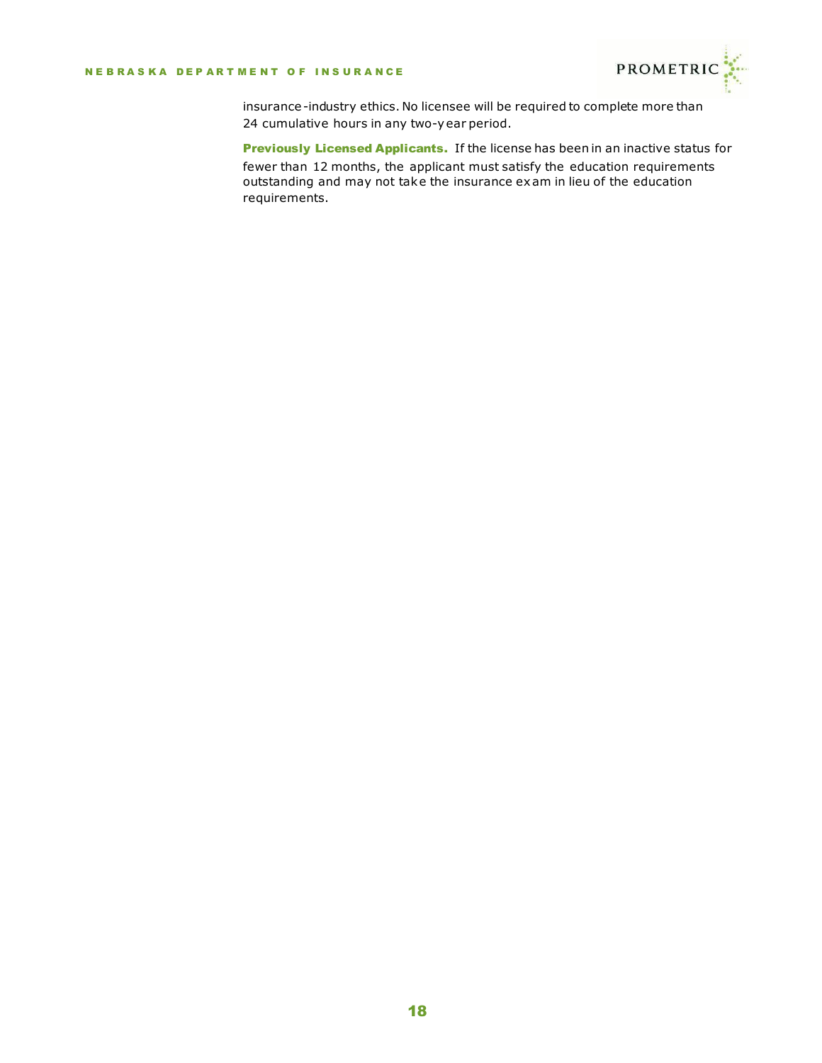insurance-industry ethics. No licensee will be required to complete more than 24 cumulative hours in any two-year period.

**Previously Licensed Applicants.** If the license has been in an inactive status for fewer than 12 months, the applicant must satisfy the education requirements outstanding and may not take the insurance exam in lieu of the education requirements.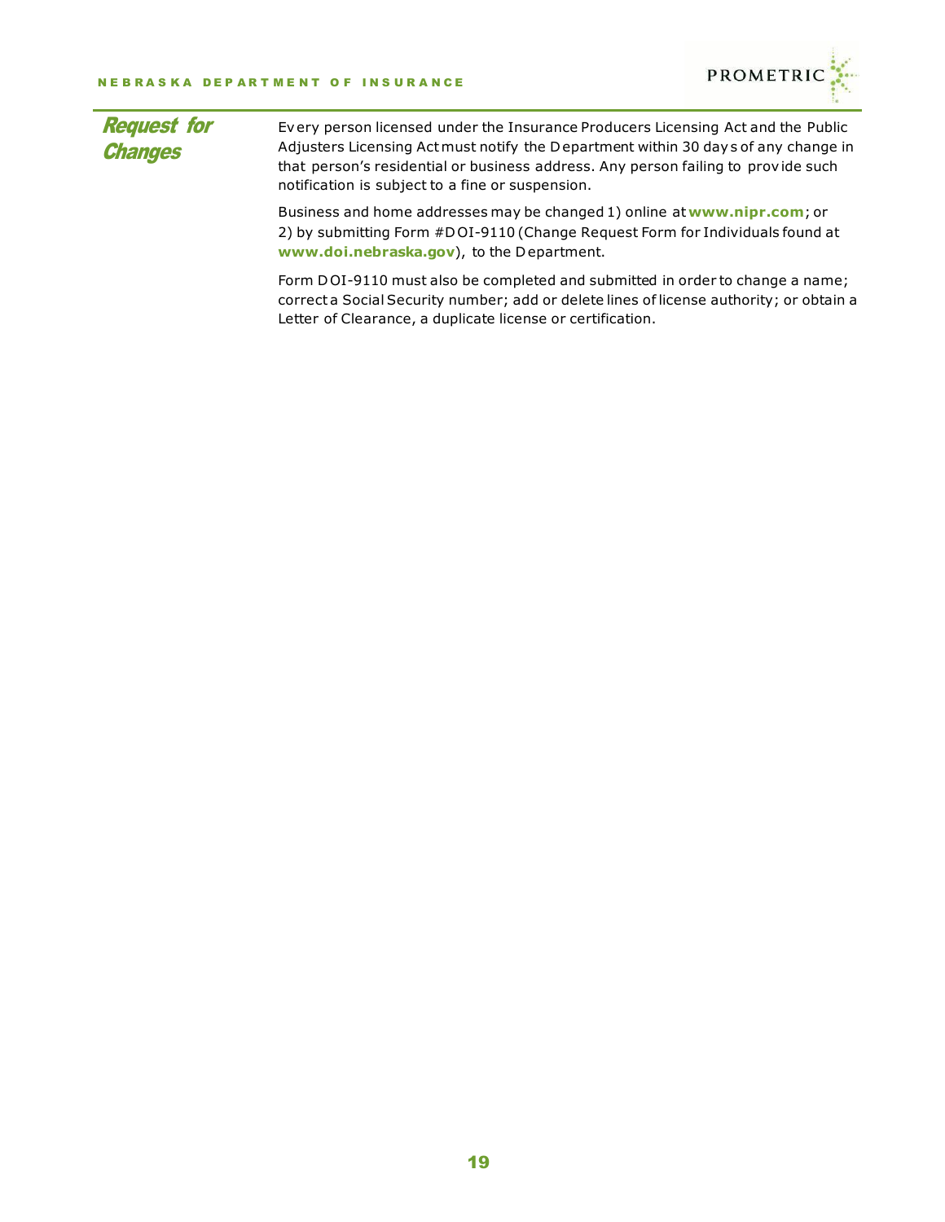## Request for Changes

Every person licensed under the Insurance Producers Licensing Act and the Public Adjusters Licensing Act must notify the Department within 30 days of any change in that person's residential or business address. Any person failing to provide such notification is subject to a fine or suspension.

Business and home addresses may be changed 1) online at **www.nipr.com**; or 2) by submitting Form #DOI-9110 (Change Request Form for Individuals found at **www.doi.nebraska.gov**), to the Department.

Form DOI-9110 must also be completed and submitted in order to change a name; correct a Social Security number; add or delete lines of license authority; or obtain a Letter of Clearance, a duplicate license or certification.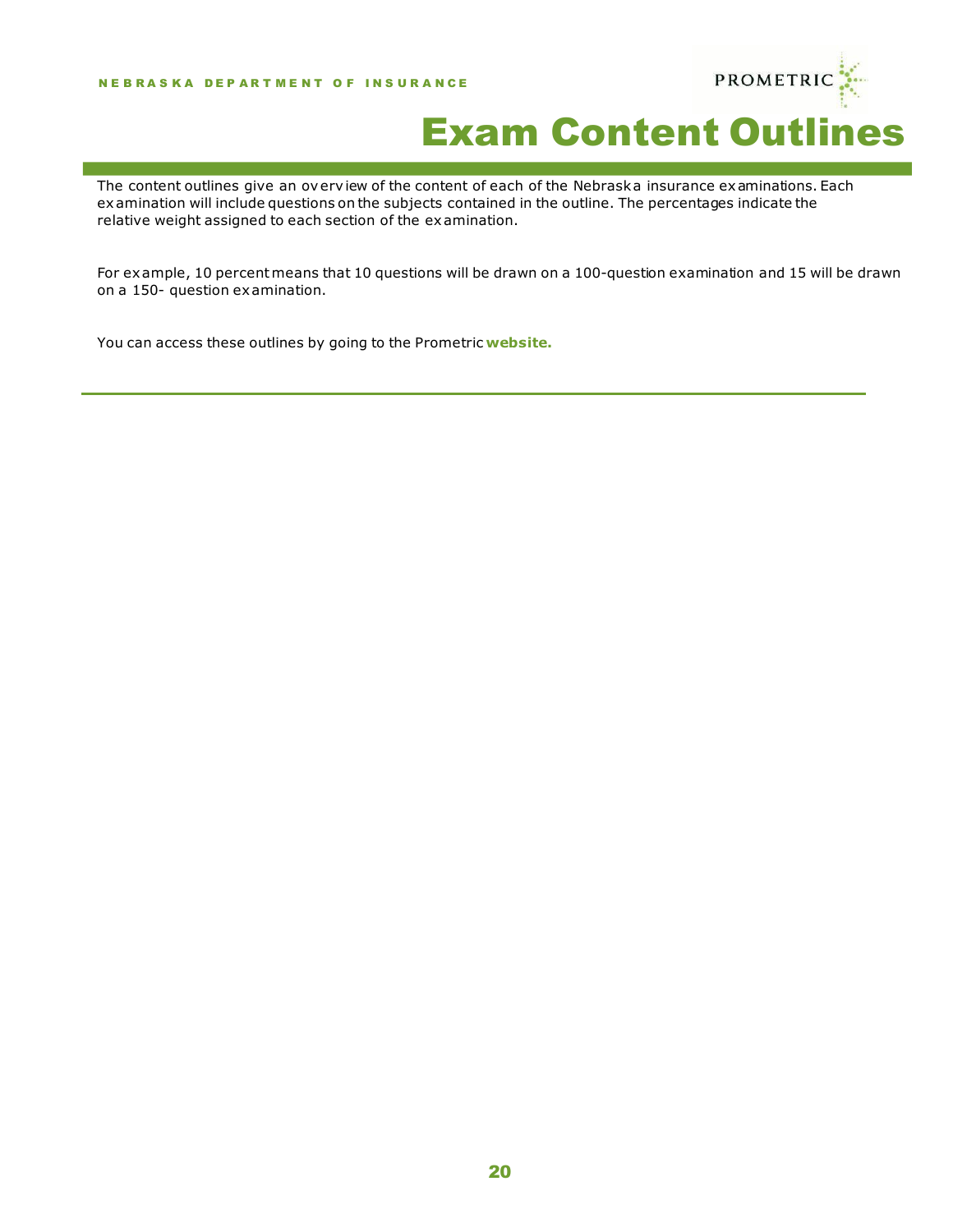# Exam Content Outlines

The content outlines give an overview of the content of each of the Nebraska insurance examinations. Each examination will include questions on the subjects contained in the outline. The percentages indicate the relative weight assigned to each section of the examination.

For example, 10 percent means that 10 questions will be drawn on a 100-question examination and 15 will be drawn on a 150- question examination.

You can access these outlines by going to the Prometric **website.**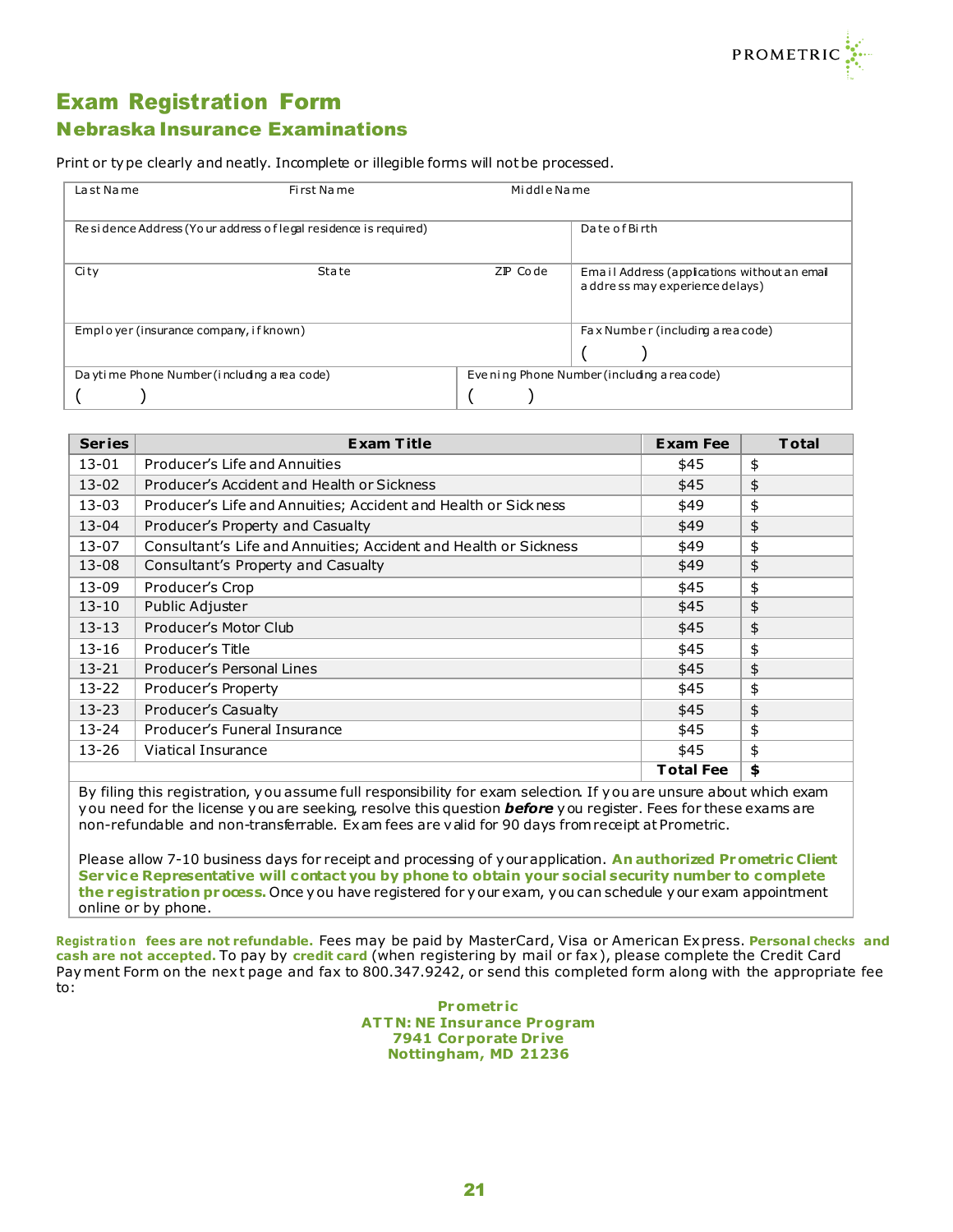# Exam Registration Form

## Nebraska Insurance Examinations

Print or type clearly and neatly. Incomplete or illegible forms will not be processed.

| Last Name | First Name | Middle Name | |
|---|---|---|---|
| Residence Address (Your address of legal residence is required) | | | Date of Birth |
| City | State | ZIP Code | Email Address (applications without an email address may experience delays) |
| Employer (insurance company, if known) | | | Fax Number (including area code) ( ) |
| Daytime Phone Number (including area code) ( ) | | Evening Phone Number (including area code) ( ) | |

| Series | Exam Title | Exam Fee | Total |
|---|---|---|---|
| 13-01 | Producer's Life and Annuities | $45 | $ |
| 13-02 | Producer's Accident and Health or Sickness | $45 | $ |
| 13-03 | Producer's Life and Annuities; Accident and Health or Sickness | $49 | $ |
| 13-04 | Producer's Property and Casualty | $49 | $ |
| 13-07 | Consultant's Life and Annuities; Accident and Health or Sickness | $49 | $ |
| 13-08 | Consultant's Property and Casualty | $49 | $ |
| 13-09 | Producer's Crop | $45 | $ |
| 13-10 | Public Adjuster | $45 | $ |
| 13-13 | Producer's Motor Club | $45 | $ |
| 13-16 | Producer's Title | $45 | $ |
| 13-21 | Producer's Personal Lines | $45 | $ |
| 13-22 | Producer's Property | $45 | $ |
| 13-23 | Producer's Casualty | $45 | $ |
| 13-24 | Producer's Funeral Insurance | $45 | $ |
| 13-26 | Viatical Insurance | $45 | $ |
| | | **Total Fee** | **$** |

By filing this registration, you assume full responsibility for exam selection. If you are unsure about which exam you need for the license you are seeking, resolve this question ***before*** you register. Fees for these exams are non-refundable and non-transferrable. Exam fees are valid for 90 days from receipt at Prometric.

Please allow 7-10 business days for receipt and processing of your application. **An authorized Prometric Client Service Representative will contact you by phone to obtain your social security number to complete the registration process.** Once you have registered for your exam, you can schedule your exam appointment online or by phone.

**Registration fees are not refundable.** Fees may be paid by MasterCard, Visa or American Express. **Personal checks and cash are not accepted.** To pay by **credit card** (when registering by mail or fax), please complete the Credit Card Payment Form on the next page and fax to 800.347.9242, or send this completed form along with the appropriate fee to:

**Prometric**
**ATTN: NE Insurance Program**
**7941 Corporate Drive**
**Nottingham, MD 21236**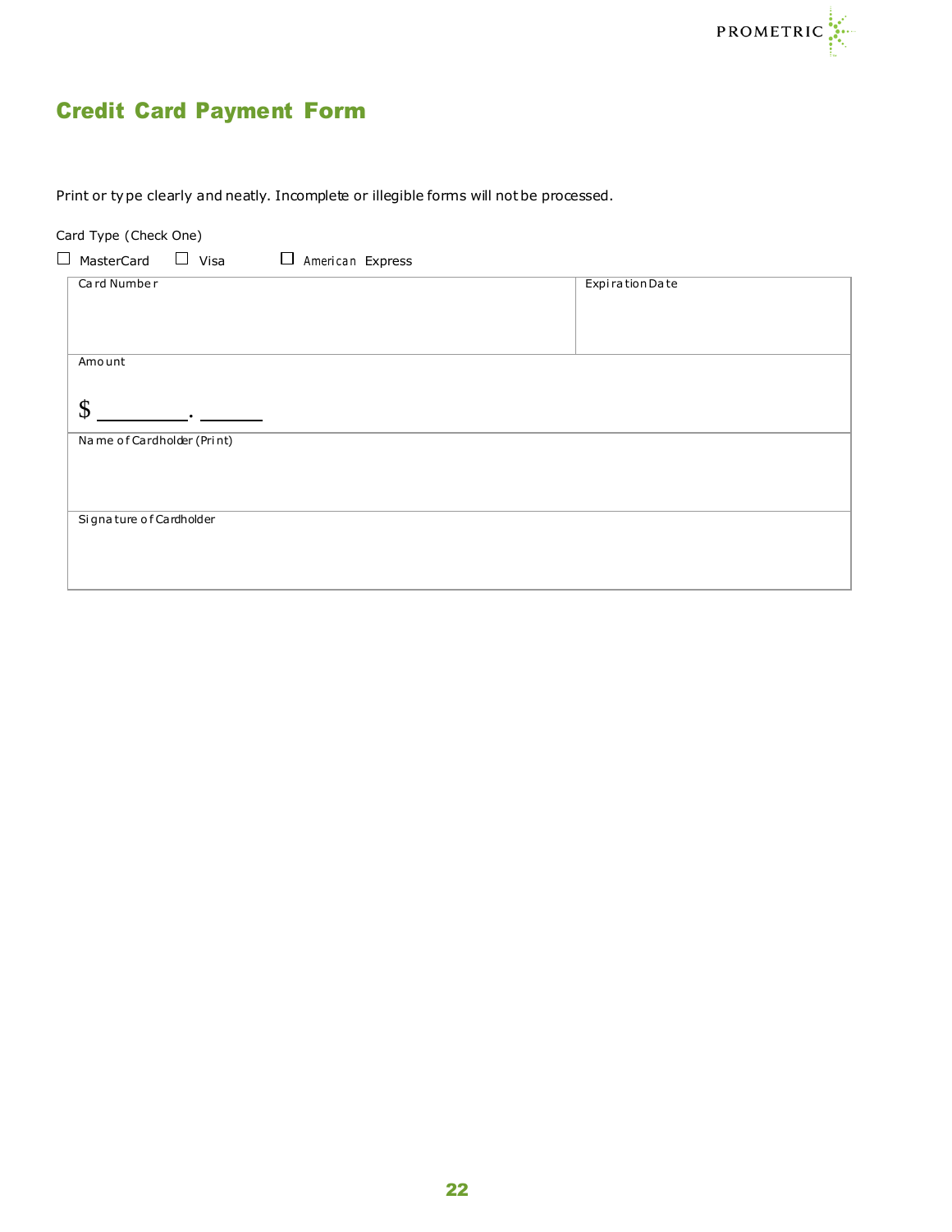# Credit Card Payment Form

Print or type clearly and neatly. Incomplete or illegible forms will not be processed.

Card Type (Check One)

☐ MasterCard ☐ Visa ☐ American Express

| Card Number | Expiration Date |
|---|---|
| | |
| Amount<br><br>$ ________ . ______ | |
| Name of Cardholder (Print) | |
| Signature of Cardholder | |